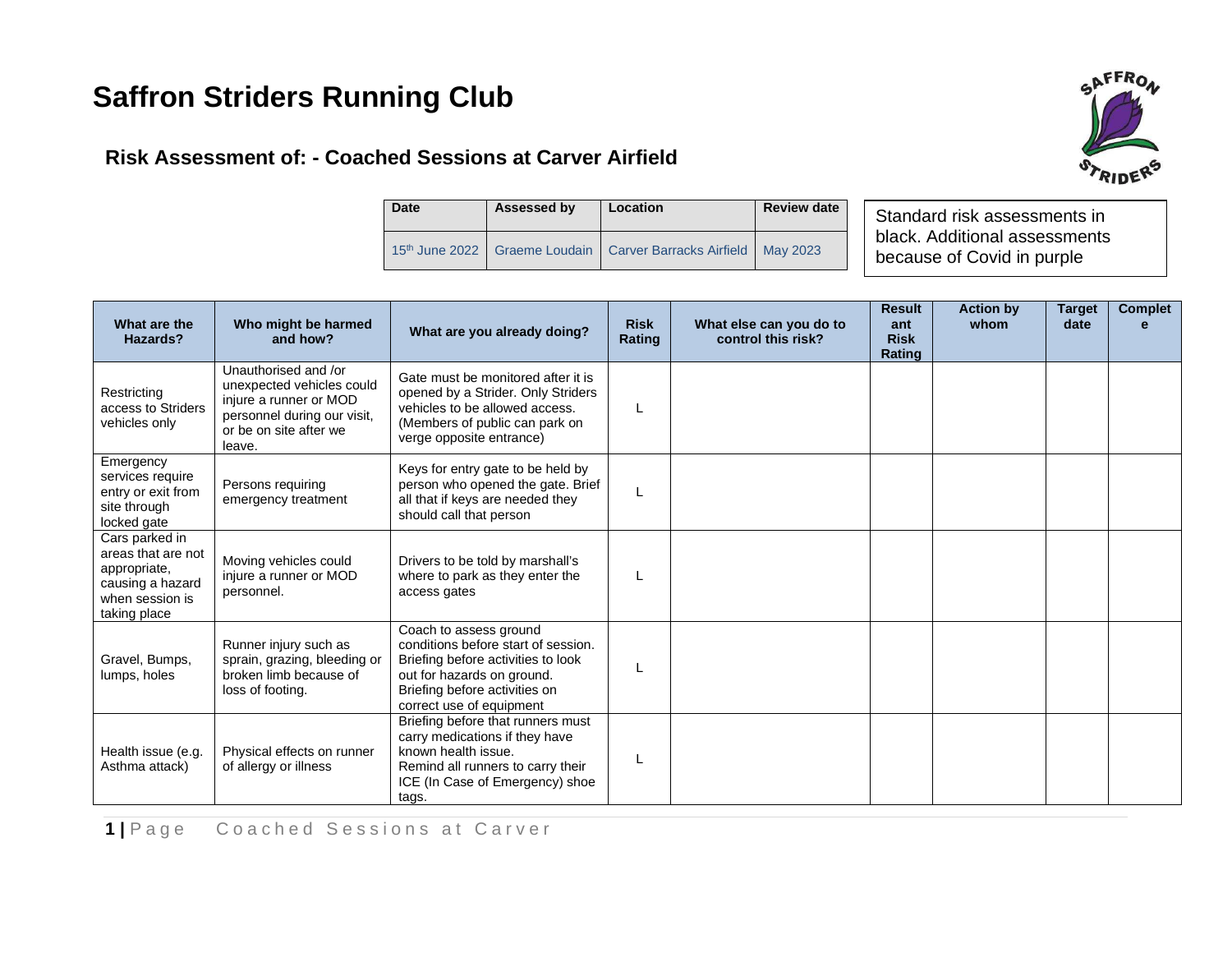# Saffron Striders Running Club

## Risk Assessment of: - Coached Sessions at Carver Airfield

| Date | Assessed by | Location | Review date |
|---|---|---|---|
| 15th June 2022 | Graeme Loudain | Carver Barracks Airfield | May 2023 |

Standard risk assessments in black. Additional assessments because of Covid in purple

| What are the Hazards? | Who might be harmed and how? | What are you already doing? | Risk Rating | What else can you do to control this risk? | Resultant Risk Rating | Action by whom | Target date | Complete |
|---|---|---|---|---|---|---|---|---|
| Restricting access to Striders vehicles only | Unauthorised and /or unexpected vehicles could injure a runner or MOD personnel during our visit, or be on site after we leave. | Gate must be monitored after it is opened by a Strider. Only Striders vehicles to be allowed access. (Members of public can park on verge opposite entrance) | L | | | | | |
| Emergency services require entry or exit from site through locked gate | Persons requiring emergency treatment | Keys for entry gate to be held by person who opened the gate. Brief all that if keys are needed they should call that person | L | | | | | |
| Cars parked in areas that are not appropriate, causing a hazard when session is taking place | Moving vehicles could injure a runner or MOD personnel. | Drivers to be told by marshall's where to park as they enter the access gates | L | | | | | |
| Gravel, Bumps, lumps, holes | Runner injury such as sprain, grazing, bleeding or broken limb because of loss of footing. | Coach to assess ground conditions before start of session. Briefing before activities to look out for hazards on ground. Briefing before activities on correct use of equipment | L | | | | | |
| Health issue (e.g. Asthma attack) | Physical effects on runner of allergy or illness | Briefing before that runners must carry medications if they have known health issue. Remind all runners to carry their ICE (In Case of Emergency) shoe tags. | L | | | | | |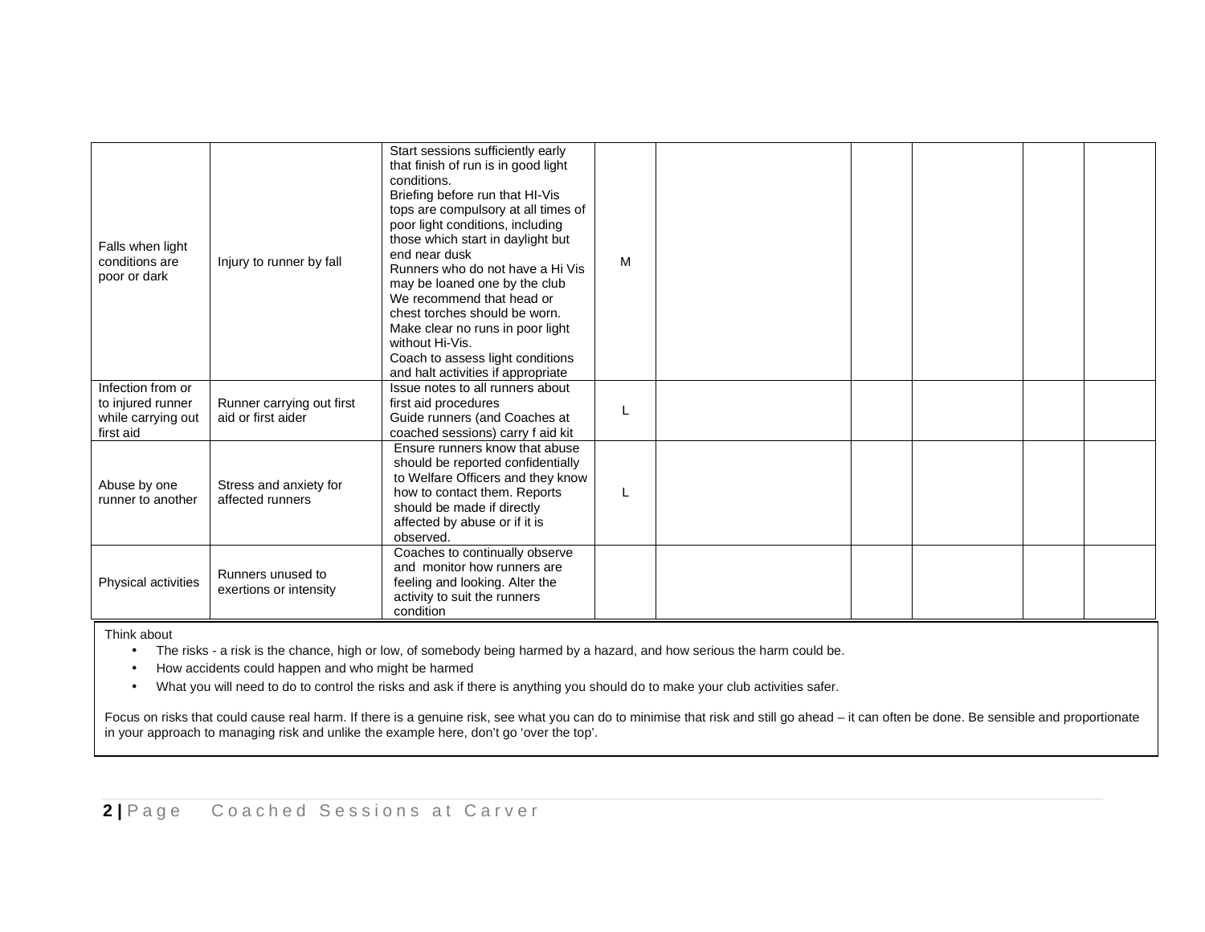| | | | | | | | | |
|---|---|---|---|---|---|---|---|---|
| Falls when light conditions are poor or dark | Injury to runner by fall | Start sessions sufficiently early that finish of run is in good light conditions.<br>Briefing before run that HI-Vis tops are compulsory at all times of poor light conditions, including those which start in daylight but end near dusk<br>Runners who do not have a Hi Vis may be loaned one by the club<br>We recommend that head or chest torches should be worn.<br>Make clear no runs in poor light without Hi-Vis.<br>Coach to assess light conditions and halt activities if appropriate | M | | | | | |
| Infection from or to injured runner while carrying out first aid | Runner carrying out first aid or first aider | Issue notes to all runners about first aid procedures<br>Guide runners (and Coaches at coached sessions) carry f aid kit | L | | | | | |
| Abuse by one runner to another | Stress and anxiety for affected runners | Ensure runners know that abuse should be reported confidentially to Welfare Officers and they know how to contact them. Reports should be made if directly affected by abuse or if it is observed. | L | | | | | |
| Physical activities | Runners unused to exertions or intensity | Coaches to continually observe and monitor how runners are feeling and looking. Alter the activity to suit the runners condition | | | | | | |

Think about

- The risks - a risk is the chance, high or low, of somebody being harmed by a hazard, and how serious the harm could be.
- How accidents could happen and who might be harmed
- What you will need to do to control the risks and ask if there is anything you should do to make your club activities safer.

Focus on risks that could cause real harm. If there is a genuine risk, see what you can do to minimise that risk and still go ahead – it can often be done. Be sensible and proportionate in your approach to managing risk and unlike the example here, don't go 'over the top'.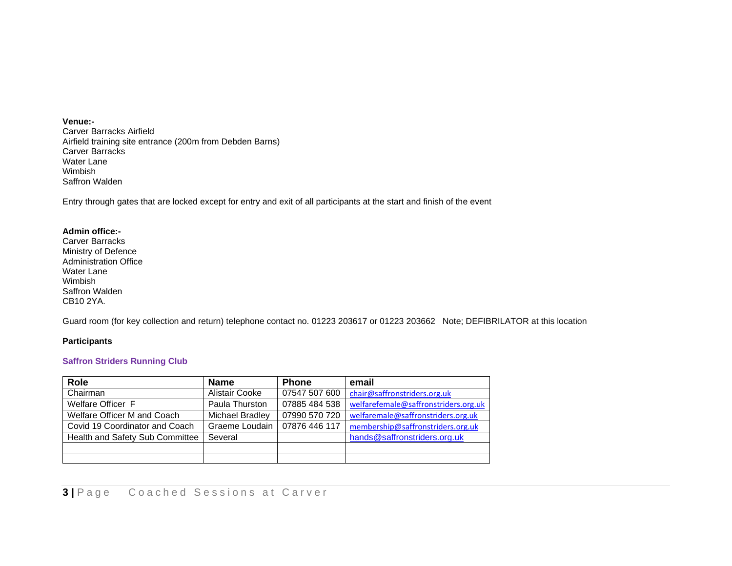**Venue:-**
Carver Barracks Airfield
Airfield training site entrance (200m from Debden Barns)
Carver Barracks
Water Lane
Wimbish
Saffron Walden

Entry through gates that are locked except for entry and exit of all participants at the start and finish of the event

**Admin office:-**
Carver Barracks
Ministry of Defence
Administration Office
Water Lane
Wimbish
Saffron Walden
CB10 2YA.

Guard room (for key collection and return) telephone contact no. 01223 203617 or 01223 203662 Note; DEFIBRILATOR at this location

**Participants**

**Saffron Striders Running Club**

| Role | Name | Phone | email |
|---|---|---|---|
| Chairman | Alistair Cooke | 07547 507 600 | chair@saffronstriders.org.uk |
| Welfare Officer F | Paula Thurston | 07885 484 538 | welfarefemale@saffronstriders.org.uk |
| Welfare Officer M and Coach | Michael Bradley | 07990 570 720 | welfaremale@saffronstriders.org.uk |
| Covid 19 Coordinator and Coach | Graeme Loudain | 07876 446 117 | membership@saffronstriders.org.uk |
| Health and Safety Sub Committee | Several | | hands@saffronstriders.org.uk |
| | | | |
| | | | |